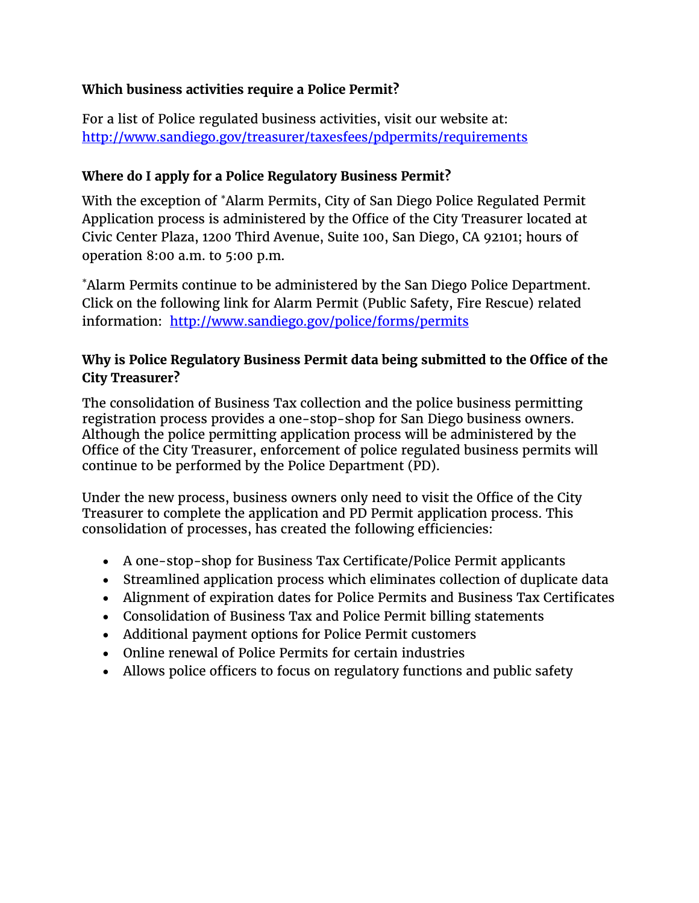**Which business activities require a Police Permit?**

For a list of Police regulated business activities, visit our website at: [http://www.sandiego.gov/treasurer/taxesfees/pdpermits/requirements](http://www.sandiego.gov/treasurer/taxesfees/pdpermits/requirements)

**Where do I apply for a Police Regulatory Business Permit?**

With the exception of *Alarm Permits, City of San Diego Police Regulated Permit Application process is administered by the Office of the City Treasurer located at Civic Center Plaza, 1200 Third Avenue, Suite 100, San Diego, CA 92101; hours of operation 8:00 a.m. to 5:00 p.m.

*Alarm Permits continue to be administered by the San Diego Police Department. Click on the following link for Alarm Permit (Public Safety, Fire Rescue) related information: [http://www.sandiego.gov/police/forms/permits](http://www.sandiego.gov/police/forms/permits)

**Why is Police Regulatory Business Permit data being submitted to the Office of the City Treasurer?**

The consolidation of Business Tax collection and the police business permitting registration process provides a one-stop-shop for San Diego business owners. Although the police permitting application process will be administered by the Office of the City Treasurer, enforcement of police regulated business permits will continue to be performed by the Police Department (PD).

Under the new process, business owners only need to visit the Office of the City Treasurer to complete the application and PD Permit application process. This consolidation of processes, has created the following efficiencies:

- A one-stop-shop for Business Tax Certificate/Police Permit applicants
- Streamlined application process which eliminates collection of duplicate data
- Alignment of expiration dates for Police Permits and Business Tax Certificates
- Consolidation of Business Tax and Police Permit billing statements
- Additional payment options for Police Permit customers
- Online renewal of Police Permits for certain industries
- Allows police officers to focus on regulatory functions and public safety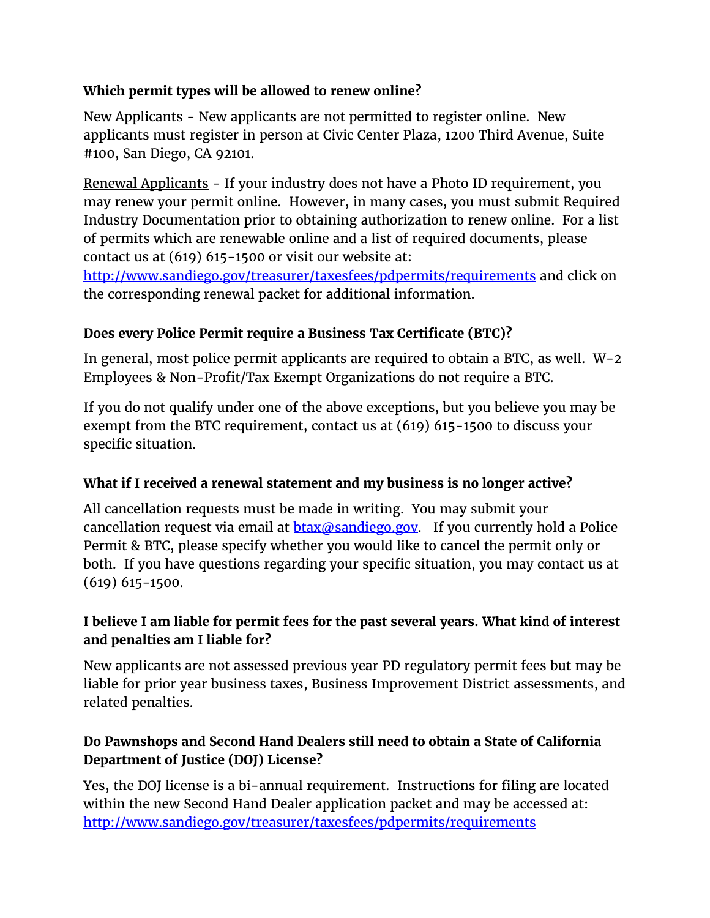### Which permit types will be allowed to renew online?

New Applicants - New applicants are not permitted to register online. New applicants must register in person at Civic Center Plaza, 1200 Third Avenue, Suite #100, San Diego, CA 92101.

Renewal Applicants - If your industry does not have a Photo ID requirement, you may renew your permit online. However, in many cases, you must submit Required Industry Documentation prior to obtaining authorization to renew online. For a list of permits which are renewable online and a list of required documents, please contact us at (619) 615-1500 or visit our website at: http://www.sandiego.gov/treasurer/taxesfees/pdpermits/requirements and click on the corresponding renewal packet for additional information.

### Does every Police Permit require a Business Tax Certificate (BTC)?

In general, most police permit applicants are required to obtain a BTC, as well. W-2 Employees & Non-Profit/Tax Exempt Organizations do not require a BTC.

If you do not qualify under one of the above exceptions, but you believe you may be exempt from the BTC requirement, contact us at (619) 615-1500 to discuss your specific situation.

### What if I received a renewal statement and my business is no longer active?

All cancellation requests must be made in writing. You may submit your cancellation request via email at btax@sandiego.gov. If you currently hold a Police Permit & BTC, please specify whether you would like to cancel the permit only or both. If you have questions regarding your specific situation, you may contact us at (619) 615-1500.

### I believe I am liable for permit fees for the past several years. What kind of interest and penalties am I liable for?

New applicants are not assessed previous year PD regulatory permit fees but may be liable for prior year business taxes, Business Improvement District assessments, and related penalties.

### Do Pawnshops and Second Hand Dealers still need to obtain a State of California Department of Justice (DOJ) License?

Yes, the DOJ license is a bi-annual requirement. Instructions for filing are located within the new Second Hand Dealer application packet and may be accessed at: http://www.sandiego.gov/treasurer/taxesfees/pdpermits/requirements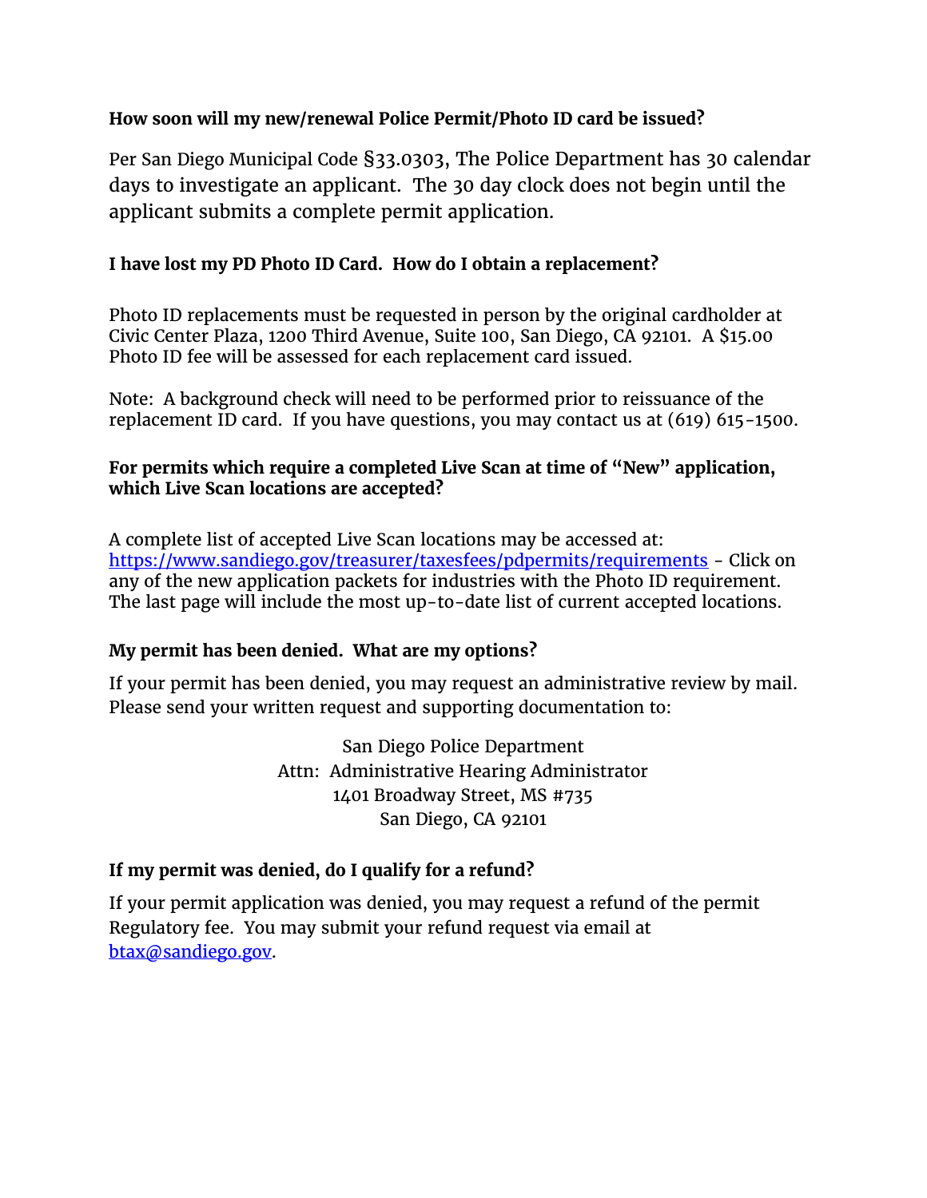**How soon will my new/renewal Police Permit/Photo ID card be issued?**

Per San Diego Municipal Code §33.0303, The Police Department has 30 calendar days to investigate an applicant. The 30 day clock does not begin until the applicant submits a complete permit application.

**I have lost my PD Photo ID Card. How do I obtain a replacement?**

Photo ID replacements must be requested in person by the original cardholder at Civic Center Plaza, 1200 Third Avenue, Suite 100, San Diego, CA 92101. A $15.00 Photo ID fee will be assessed for each replacement card issued.

Note: A background check will need to be performed prior to reissuance of the replacement ID card. If you have questions, you may contact us at (619) 615-1500.

**For permits which require a completed Live Scan at time of "New" application, which Live Scan locations are accepted?**

A complete list of accepted Live Scan locations may be accessed at: https://www.sandiego.gov/treasurer/taxesfees/pdpermits/requirements - Click on any of the new application packets for industries with the Photo ID requirement. The last page will include the most up-to-date list of current accepted locations.

**My permit has been denied. What are my options?**

If your permit has been denied, you may request an administrative review by mail. Please send your written request and supporting documentation to:

San Diego Police Department
Attn: Administrative Hearing Administrator
1401 Broadway Street, MS #735
San Diego, CA 92101

**If my permit was denied, do I qualify for a refund?**

If your permit application was denied, you may request a refund of the permit Regulatory fee. You may submit your refund request via email at btax@sandiego.gov.